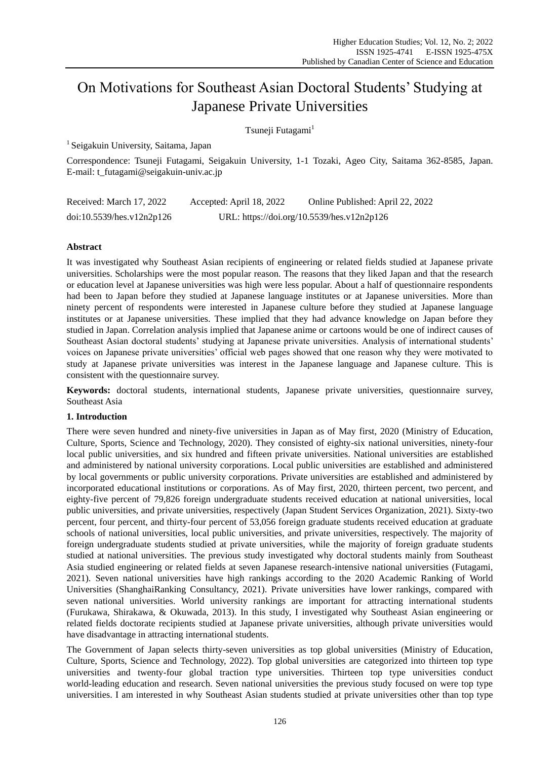# On Motivations for Southeast Asian Doctoral Students' Studying at Japanese Private Universities

Tsuneji Futagami[1]

[1] Seigakuin University, Saitama, Japan

Correspondence: Tsuneji Futagami, Seigakuin University, 1-1 Tozaki, Ageo City, Saitama 362-8585, Japan. E-mail: t_futagami@seigakuin-univ.ac.jp

Received: March 17, 2022  Accepted: April 18, 2022  Online Published: April 22, 2022

doi:10.5539/hes.v12n2p126  URL: https://doi.org/10.5539/hes.v12n2p126

## Abstract

It was investigated why Southeast Asian recipients of engineering or related fields studied at Japanese private universities. Scholarships were the most popular reason. The reasons that they liked Japan and that the research or education level at Japanese universities was high were less popular. About a half of questionnaire respondents had been to Japan before they studied at Japanese language institutes or at Japanese universities. More than ninety percent of respondents were interested in Japanese culture before they studied at Japanese language institutes or at Japanese universities. These implied that they had advance knowledge on Japan before they studied in Japan. Correlation analysis implied that Japanese anime or cartoons would be one of indirect causes of Southeast Asian doctoral students' studying at Japanese private universities. Analysis of international students' voices on Japanese private universities' official web pages showed that one reason why they were motivated to study at Japanese private universities was interest in the Japanese language and Japanese culture. This is consistent with the questionnaire survey.

**Keywords:** doctoral students, international students, Japanese private universities, questionnaire survey, Southeast Asia

## 1. Introduction

There were seven hundred and ninety-five universities in Japan as of May first, 2020 (Ministry of Education, Culture, Sports, Science and Technology, 2020). They consisted of eighty-six national universities, ninety-four local public universities, and six hundred and fifteen private universities. National universities are established and administered by national university corporations. Local public universities are established and administered by local governments or public university corporations. Private universities are established and administered by incorporated educational institutions or corporations. As of May first, 2020, thirteen percent, two percent, and eighty-five percent of 79,826 foreign undergraduate students received education at national universities, local public universities, and private universities, respectively (Japan Student Services Organization, 2021). Sixty-two percent, four percent, and thirty-four percent of 53,056 foreign graduate students received education at graduate schools of national universities, local public universities, and private universities, respectively. The majority of foreign undergraduate students studied at private universities, while the majority of foreign graduate students studied at national universities. The previous study investigated why doctoral students mainly from Southeast Asia studied engineering or related fields at seven Japanese research-intensive national universities (Futagami, 2021). Seven national universities have high rankings according to the 2020 Academic Ranking of World Universities (ShanghaiRanking Consultancy, 2021). Private universities have lower rankings, compared with seven national universities. World university rankings are important for attracting international students (Furukawa, Shirakawa, & Okuwada, 2013). In this study, I investigated why Southeast Asian engineering or related fields doctorate recipients studied at Japanese private universities, although private universities would have disadvantage in attracting international students.

The Government of Japan selects thirty-seven universities as top global universities (Ministry of Education, Culture, Sports, Science and Technology, 2022). Top global universities are categorized into thirteen top type universities and twenty-four global traction type universities. Thirteen top type universities conduct world-leading education and research. Seven national universities the previous study focused on were top type universities. I am interested in why Southeast Asian students studied at private universities other than top type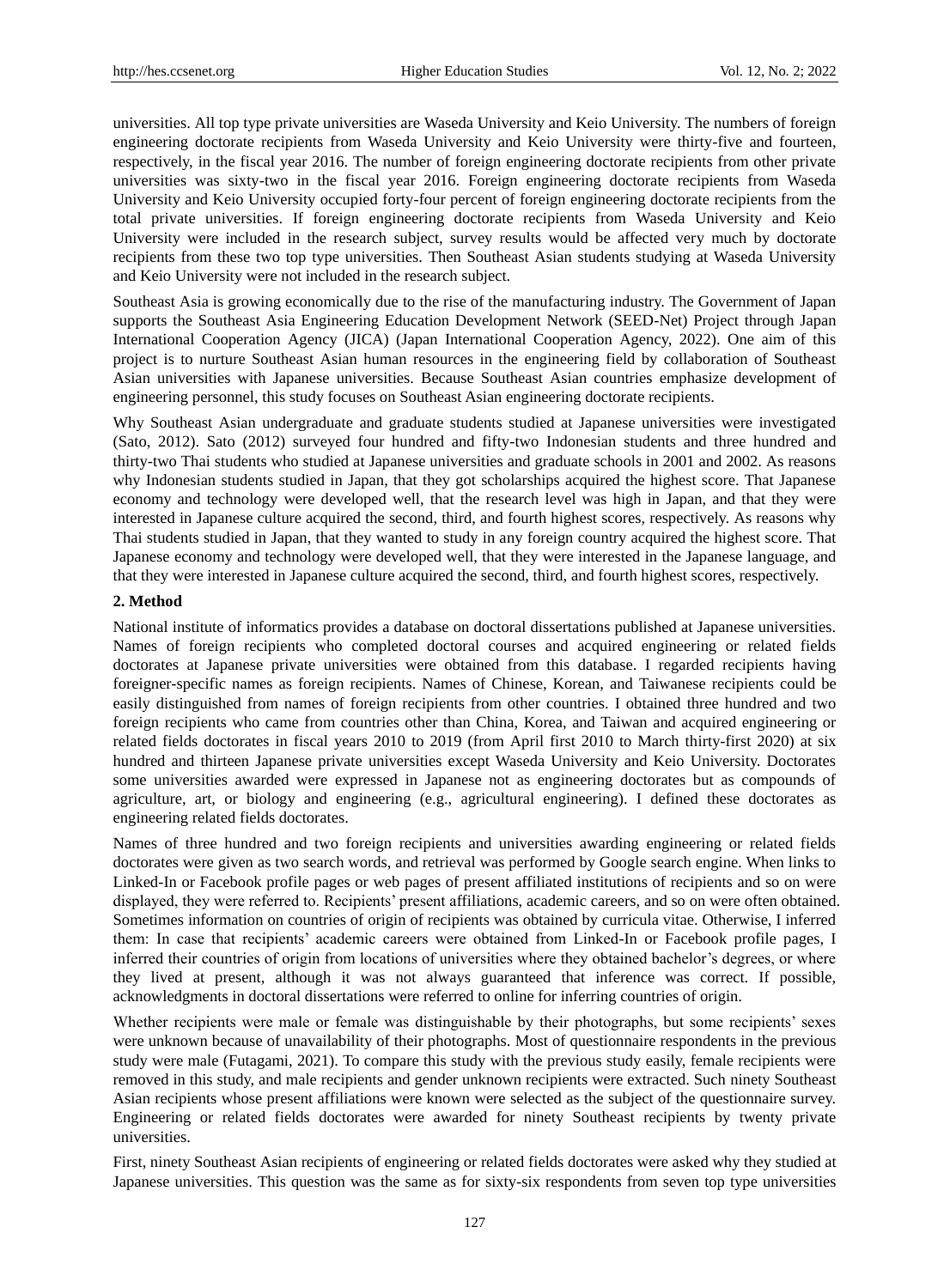universities. All top type private universities are Waseda University and Keio University. The numbers of foreign engineering doctorate recipients from Waseda University and Keio University were thirty-five and fourteen, respectively, in the fiscal year 2016. The number of foreign engineering doctorate recipients from other private universities was sixty-two in the fiscal year 2016. Foreign engineering doctorate recipients from Waseda University and Keio University occupied forty-four percent of foreign engineering doctorate recipients from the total private universities. If foreign engineering doctorate recipients from Waseda University and Keio University were included in the research subject, survey results would be affected very much by doctorate recipients from these two top type universities. Then Southeast Asian students studying at Waseda University and Keio University were not included in the research subject.

Southeast Asia is growing economically due to the rise of the manufacturing industry. The Government of Japan supports the Southeast Asia Engineering Education Development Network (SEED-Net) Project through Japan International Cooperation Agency (JICA) (Japan International Cooperation Agency, 2022). One aim of this project is to nurture Southeast Asian human resources in the engineering field by collaboration of Southeast Asian universities with Japanese universities. Because Southeast Asian countries emphasize development of engineering personnel, this study focuses on Southeast Asian engineering doctorate recipients.

Why Southeast Asian undergraduate and graduate students studied at Japanese universities were investigated (Sato, 2012). Sato (2012) surveyed four hundred and fifty-two Indonesian students and three hundred and thirty-two Thai students who studied at Japanese universities and graduate schools in 2001 and 2002. As reasons why Indonesian students studied in Japan, that they got scholarships acquired the highest score. That Japanese economy and technology were developed well, that the research level was high in Japan, and that they were interested in Japanese culture acquired the second, third, and fourth highest scores, respectively. As reasons why Thai students studied in Japan, that they wanted to study in any foreign country acquired the highest score. That Japanese economy and technology were developed well, that they were interested in the Japanese language, and that they were interested in Japanese culture acquired the second, third, and fourth highest scores, respectively.

## 2. Method

National institute of informatics provides a database on doctoral dissertations published at Japanese universities. Names of foreign recipients who completed doctoral courses and acquired engineering or related fields doctorates at Japanese private universities were obtained from this database. I regarded recipients having foreigner-specific names as foreign recipients. Names of Chinese, Korean, and Taiwanese recipients could be easily distinguished from names of foreign recipients from other countries. I obtained three hundred and two foreign recipients who came from countries other than China, Korea, and Taiwan and acquired engineering or related fields doctorates in fiscal years 2010 to 2019 (from April first 2010 to March thirty-first 2020) at six hundred and thirteen Japanese private universities except Waseda University and Keio University. Doctorates some universities awarded were expressed in Japanese not as engineering doctorates but as compounds of agriculture, art, or biology and engineering (e.g., agricultural engineering). I defined these doctorates as engineering related fields doctorates.

Names of three hundred and two foreign recipients and universities awarding engineering or related fields doctorates were given as two search words, and retrieval was performed by Google search engine. When links to Linked-In or Facebook profile pages or web pages of present affiliated institutions of recipients and so on were displayed, they were referred to. Recipients' present affiliations, academic careers, and so on were often obtained. Sometimes information on countries of origin of recipients was obtained by curricula vitae. Otherwise, I inferred them: In case that recipients' academic careers were obtained from Linked-In or Facebook profile pages, I inferred their countries of origin from locations of universities where they obtained bachelor's degrees, or where they lived at present, although it was not always guaranteed that inference was correct. If possible, acknowledgments in doctoral dissertations were referred to online for inferring countries of origin.

Whether recipients were male or female was distinguishable by their photographs, but some recipients' sexes were unknown because of unavailability of their photographs. Most of questionnaire respondents in the previous study were male (Futagami, 2021). To compare this study with the previous study easily, female recipients were removed in this study, and male recipients and gender unknown recipients were extracted. Such ninety Southeast Asian recipients whose present affiliations were known were selected as the subject of the questionnaire survey. Engineering or related fields doctorates were awarded for ninety Southeast recipients by twenty private universities.

First, ninety Southeast Asian recipients of engineering or related fields doctorates were asked why they studied at Japanese universities. This question was the same as for sixty-six respondents from seven top type universities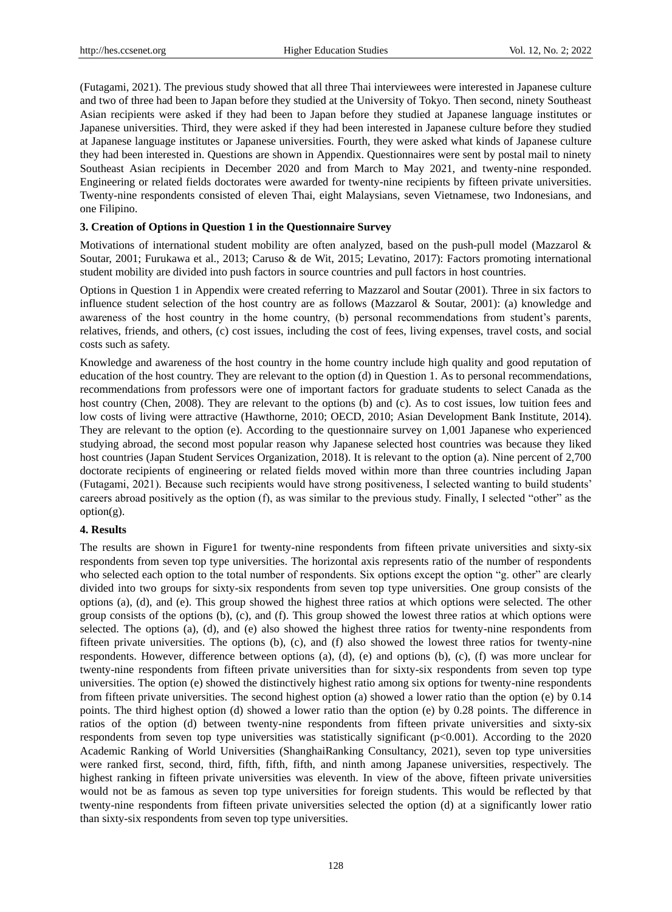(Futagami, 2021). The previous study showed that all three Thai interviewees were interested in Japanese culture and two of three had been to Japan before they studied at the University of Tokyo. Then second, ninety Southeast Asian recipients were asked if they had been to Japan before they studied at Japanese language institutes or Japanese universities. Third, they were asked if they had been interested in Japanese culture before they studied at Japanese language institutes or Japanese universities. Fourth, they were asked what kinds of Japanese culture they had been interested in. Questions are shown in Appendix. Questionnaires were sent by postal mail to ninety Southeast Asian recipients in December 2020 and from March to May 2021, and twenty-nine responded. Engineering or related fields doctorates were awarded for twenty-nine recipients by fifteen private universities. Twenty-nine respondents consisted of eleven Thai, eight Malaysians, seven Vietnamese, two Indonesians, and one Filipino.

### 3. Creation of Options in Question 1 in the Questionnaire Survey

Motivations of international student mobility are often analyzed, based on the push-pull model (Mazzarol & Soutar, 2001; Furukawa et al., 2013; Caruso & de Wit, 2015; Levatino, 2017): Factors promoting international student mobility are divided into push factors in source countries and pull factors in host countries.

Options in Question 1 in Appendix were created referring to Mazzarol and Soutar (2001). Three in six factors to influence student selection of the host country are as follows (Mazzarol & Soutar, 2001): (a) knowledge and awareness of the host country in the home country, (b) personal recommendations from student's parents, relatives, friends, and others, (c) cost issues, including the cost of fees, living expenses, travel costs, and social costs such as safety.

Knowledge and awareness of the host country in the home country include high quality and good reputation of education of the host country. They are relevant to the option (d) in Question 1. As to personal recommendations, recommendations from professors were one of important factors for graduate students to select Canada as the host country (Chen, 2008). They are relevant to the options (b) and (c). As to cost issues, low tuition fees and low costs of living were attractive (Hawthorne, 2010; OECD, 2010; Asian Development Bank Institute, 2014). They are relevant to the option (e). According to the questionnaire survey on 1,001 Japanese who experienced studying abroad, the second most popular reason why Japanese selected host countries was because they liked host countries (Japan Student Services Organization, 2018). It is relevant to the option (a). Nine percent of 2,700 doctorate recipients of engineering or related fields moved within more than three countries including Japan (Futagami, 2021). Because such recipients would have strong positiveness, I selected wanting to build students' careers abroad positively as the option (f), as was similar to the previous study. Finally, I selected "other" as the option(g).

### 4. Results

The results are shown in Figure1 for twenty-nine respondents from fifteen private universities and sixty-six respondents from seven top type universities. The horizontal axis represents ratio of the number of respondents who selected each option to the total number of respondents. Six options except the option "g. other" are clearly divided into two groups for sixty-six respondents from seven top type universities. One group consists of the options (a), (d), and (e). This group showed the highest three ratios at which options were selected. The other group consists of the options (b), (c), and (f). This group showed the lowest three ratios at which options were selected. The options (a), (d), and (e) also showed the highest three ratios for twenty-nine respondents from fifteen private universities. The options (b), (c), and (f) also showed the lowest three ratios for twenty-nine respondents. However, difference between options (a), (d), (e) and options (b), (c), (f) was more unclear for twenty-nine respondents from fifteen private universities than for sixty-six respondents from seven top type universities. The option (e) showed the distinctively highest ratio among six options for twenty-nine respondents from fifteen private universities. The second highest option (a) showed a lower ratio than the option (e) by 0.14 points. The third highest option (d) showed a lower ratio than the option (e) by 0.28 points. The difference in ratios of the option (d) between twenty-nine respondents from fifteen private universities and sixty-six respondents from seven top type universities was statistically significant ($p<0.001$). According to the 2020 Academic Ranking of World Universities (ShanghaiRanking Consultancy, 2021), seven top type universities were ranked first, second, third, fifth, fifth, fifth, and ninth among Japanese universities, respectively. The highest ranking in fifteen private universities was eleventh. In view of the above, fifteen private universities would not be as famous as seven top type universities for foreign students. This would be reflected by that twenty-nine respondents from fifteen private universities selected the option (d) at a significantly lower ratio than sixty-six respondents from seven top type universities.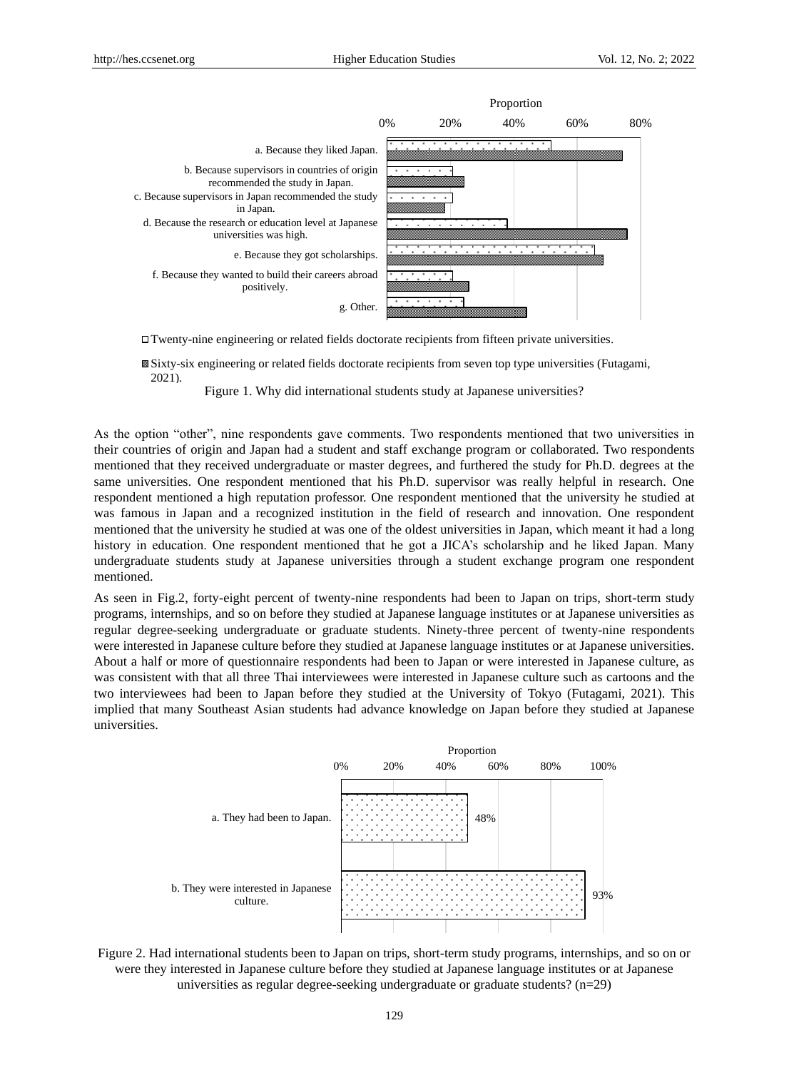Figure 1. Why did international students study at Japanese universities?

As the option "other", nine respondents gave comments. Two respondents mentioned that two universities in their countries of origin and Japan had a student and staff exchange program or collaborated. Two respondents mentioned that they received undergraduate or master degrees, and furthered the study for Ph.D. degrees at the same universities. One respondent mentioned that his Ph.D. supervisor was really helpful in research. One respondent mentioned a high reputation professor. One respondent mentioned that the university he studied at was famous in Japan and a recognized institution in the field of research and innovation. One respondent mentioned that the university he studied at was one of the oldest universities in Japan, which meant it had a long history in education. One respondent mentioned that he got a JICA's scholarship and he liked Japan. Many undergraduate students study at Japanese universities through a student exchange program one respondent mentioned.

As seen in Fig.2, forty-eight percent of twenty-nine respondents had been to Japan on trips, short-term study programs, internships, and so on before they studied at Japanese language institutes or at Japanese universities as regular degree-seeking undergraduate or graduate students. Ninety-three percent of twenty-nine respondents were interested in Japanese culture before they studied at Japanese language institutes or at Japanese universities. About a half or more of questionnaire respondents had been to Japan or were interested in Japanese culture, as was consistent with that all three Thai interviewees were interested in Japanese culture such as cartoons and the two interviewees had been to Japan before they studied at the University of Tokyo (Futagami, 2021). This implied that many Southeast Asian students had advance knowledge on Japan before they studied at Japanese universities.

Figure 2. Had international students been to Japan on trips, short-term study programs, internships, and so on or were they interested in Japanese culture before they studied at Japanese language institutes or at Japanese universities as regular degree-seeking undergraduate or graduate students? (n=29)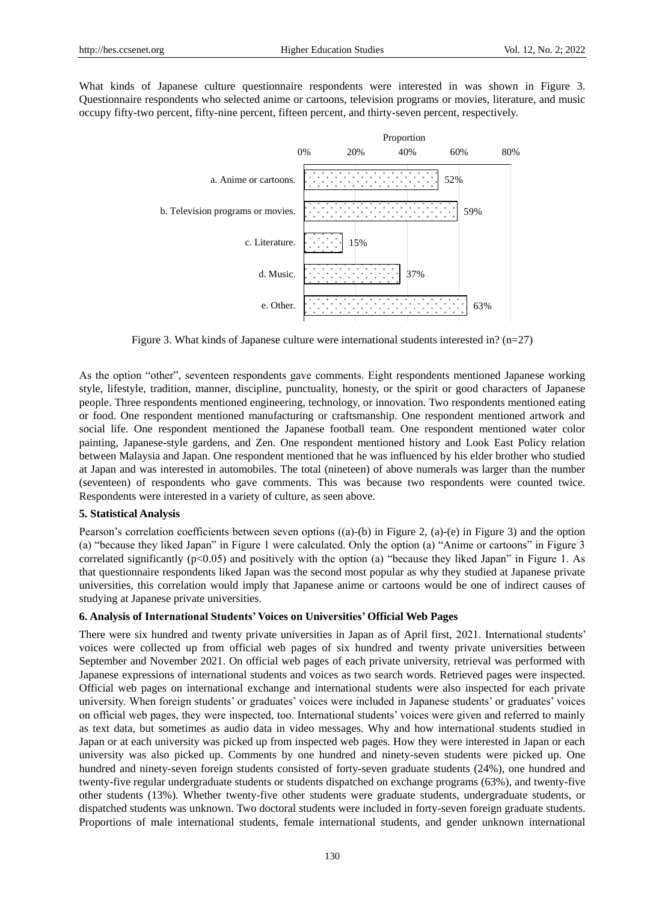What kinds of Japanese culture questionnaire respondents were interested in was shown in Figure 3. Questionnaire respondents who selected anime or cartoons, television programs or movies, literature, and music occupy fifty-two percent, fifty-nine percent, fifteen percent, and thirty-seven percent, respectively.

| Option | Proportion |
|---|---|
| a. Anime or cartoons. | 52% |
| b. Television programs or movies. | 59% |
| c. Literature. | 15% |
| d. Music. | 37% |
| e. Other. | 63% |

Figure 3. What kinds of Japanese culture were international students interested in? (n=27)

As the option "other", seventeen respondents gave comments. Eight respondents mentioned Japanese working style, lifestyle, tradition, manner, discipline, punctuality, honesty, or the spirit or good characters of Japanese people. Three respondents mentioned engineering, technology, or innovation. Two respondents mentioned eating or food. One respondent mentioned manufacturing or craftsmanship. One respondent mentioned artwork and social life. One respondent mentioned the Japanese football team. One respondent mentioned water color painting, Japanese-style gardens, and Zen. One respondent mentioned history and Look East Policy relation between Malaysia and Japan. One respondent mentioned that he was influenced by his elder brother who studied at Japan and was interested in automobiles. The total (nineteen) of above numerals was larger than the number (seventeen) of respondents who gave comments. This was because two respondents were counted twice. Respondents were interested in a variety of culture, as seen above.

### 5. Statistical Analysis

Pearson's correlation coefficients between seven options ((a)-(b) in Figure 2, (a)-(e) in Figure 3) and the option (a) "because they liked Japan" in Figure 1 were calculated. Only the option (a) "Anime or cartoons" in Figure 3 correlated significantly ($p<0.05$) and positively with the option (a) "because they liked Japan" in Figure 1. As that questionnaire respondents liked Japan was the second most popular as why they studied at Japanese private universities, this correlation would imply that Japanese anime or cartoons would be one of indirect causes of studying at Japanese private universities.

### 6. Analysis of International Students' Voices on Universities' Official Web Pages

There were six hundred and twenty private universities in Japan as of April first, 2021. International students' voices were collected up from official web pages of six hundred and twenty private universities between September and November 2021. On official web pages of each private university, retrieval was performed with Japanese expressions of international students and voices as two search words. Retrieved pages were inspected. Official web pages on international exchange and international students were also inspected for each private university. When foreign students' or graduates' voices were included in Japanese students' or graduates' voices on official web pages, they were inspected, too. International students' voices were given and referred to mainly as text data, but sometimes as audio data in video messages. Why and how international students studied in Japan or at each university was picked up from inspected web pages. How they were interested in Japan or each university was also picked up. Comments by one hundred and ninety-seven students were picked up. One hundred and ninety-seven foreign students consisted of forty-seven graduate students (24%), one hundred and twenty-five regular undergraduate students or students dispatched on exchange programs (63%), and twenty-five other students (13%). Whether twenty-five other students were graduate students, undergraduate students, or dispatched students was unknown. Two doctoral students were included in forty-seven foreign graduate students. Proportions of male international students, female international students, and gender unknown international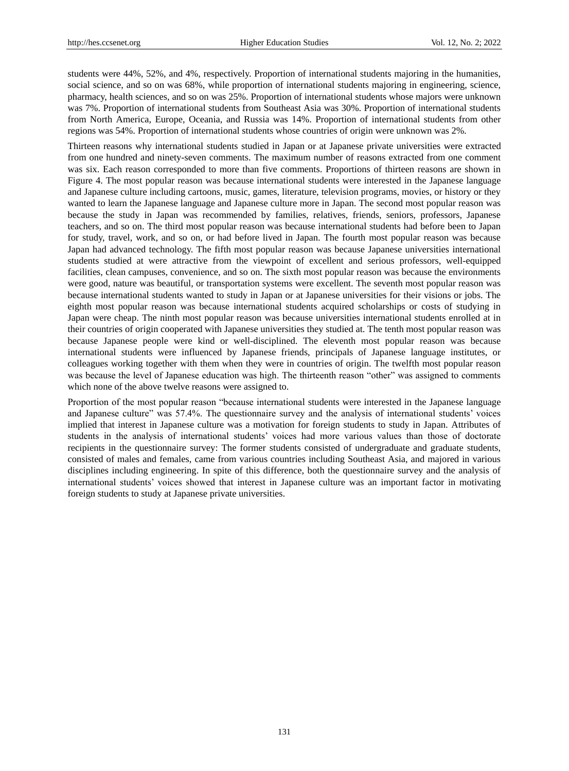students were 44%, 52%, and 4%, respectively. Proportion of international students majoring in the humanities, social science, and so on was 68%, while proportion of international students majoring in engineering, science, pharmacy, health sciences, and so on was 25%. Proportion of international students whose majors were unknown was 7%. Proportion of international students from Southeast Asia was 30%. Proportion of international students from North America, Europe, Oceania, and Russia was 14%. Proportion of international students from other regions was 54%. Proportion of international students whose countries of origin were unknown was 2%.

Thirteen reasons why international students studied in Japan or at Japanese private universities were extracted from one hundred and ninety-seven comments. The maximum number of reasons extracted from one comment was six. Each reason corresponded to more than five comments. Proportions of thirteen reasons are shown in Figure 4. The most popular reason was because international students were interested in the Japanese language and Japanese culture including cartoons, music, games, literature, television programs, movies, or history or they wanted to learn the Japanese language and Japanese culture more in Japan. The second most popular reason was because the study in Japan was recommended by families, relatives, friends, seniors, professors, Japanese teachers, and so on. The third most popular reason was because international students had before been to Japan for study, travel, work, and so on, or had before lived in Japan. The fourth most popular reason was because Japan had advanced technology. The fifth most popular reason was because Japanese universities international students studied at were attractive from the viewpoint of excellent and serious professors, well-equipped facilities, clean campuses, convenience, and so on. The sixth most popular reason was because the environments were good, nature was beautiful, or transportation systems were excellent. The seventh most popular reason was because international students wanted to study in Japan or at Japanese universities for their visions or jobs. The eighth most popular reason was because international students acquired scholarships or costs of studying in Japan were cheap. The ninth most popular reason was because universities international students enrolled at in their countries of origin cooperated with Japanese universities they studied at. The tenth most popular reason was because Japanese people were kind or well-disciplined. The eleventh most popular reason was because international students were influenced by Japanese friends, principals of Japanese language institutes, or colleagues working together with them when they were in countries of origin. The twelfth most popular reason was because the level of Japanese education was high. The thirteenth reason "other" was assigned to comments which none of the above twelve reasons were assigned to.

Proportion of the most popular reason "because international students were interested in the Japanese language and Japanese culture" was 57.4%. The questionnaire survey and the analysis of international students' voices implied that interest in Japanese culture was a motivation for foreign students to study in Japan. Attributes of students in the analysis of international students' voices had more various values than those of doctorate recipients in the questionnaire survey: The former students consisted of undergraduate and graduate students, consisted of males and females, came from various countries including Southeast Asia, and majored in various disciplines including engineering. In spite of this difference, both the questionnaire survey and the analysis of international students' voices showed that interest in Japanese culture was an important factor in motivating foreign students to study at Japanese private universities.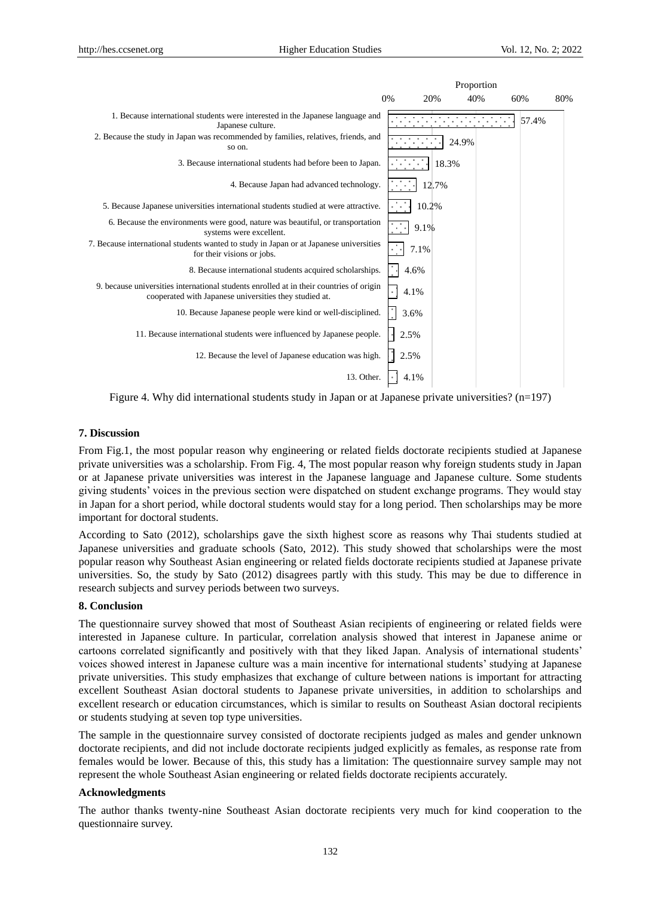| Reason | Proportion |
|---|---|
| 1. Because international students were interested in the Japanese language and Japanese culture. | 57.4% |
| 2. Because the study in Japan was recommended by families, relatives, friends, and so on. | 24.9% |
| 3. Because international students had before been to Japan. | 18.3% |
| 4. Because Japan had advanced technology. | 12.7% |
| 5. Because Japanese universities international students studied at were attractive. | 10.2% |
| 6. Because the environments were good, nature was beautiful, or transportation systems were excellent. | 9.1% |
| 7. Because international students wanted to study in Japan or at Japanese universities for their visions or jobs. | 7.1% |
| 8. Because international students acquired scholarships. | 4.6% |
| 9. because universities international students enrolled at in their countries of origin cooperated with Japanese universities they studied at. | 4.1% |
| 10. Because Japanese people were kind or well-disciplined. | 3.6% |
| 11. Because international students were influenced by Japanese people. | 2.5% |
| 12. Because the level of Japanese education was high. | 2.5% |
| 13. Other. | 4.1% |

Figure 4. Why did international students study in Japan or at Japanese private universities? (n=197)

## 7. Discussion

From Fig.1, the most popular reason why engineering or related fields doctorate recipients studied at Japanese private universities was a scholarship. From Fig. 4, The most popular reason why foreign students study in Japan or at Japanese private universities was interest in the Japanese language and Japanese culture. Some students giving students' voices in the previous section were dispatched on student exchange programs. They would stay in Japan for a short period, while doctoral students would stay for a long period. Then scholarships may be more important for doctoral students.

According to Sato (2012), scholarships gave the sixth highest score as reasons why Thai students studied at Japanese universities and graduate schools (Sato, 2012). This study showed that scholarships were the most popular reason why Southeast Asian engineering or related fields doctorate recipients studied at Japanese private universities. So, the study by Sato (2012) disagrees partly with this study. This may be due to difference in research subjects and survey periods between two surveys.

## 8. Conclusion

The questionnaire survey showed that most of Southeast Asian recipients of engineering or related fields were interested in Japanese culture. In particular, correlation analysis showed that interest in Japanese anime or cartoons correlated significantly and positively with that they liked Japan. Analysis of international students' voices showed interest in Japanese culture was a main incentive for international students' studying at Japanese private universities. This study emphasizes that exchange of culture between nations is important for attracting excellent Southeast Asian doctoral students to Japanese private universities, in addition to scholarships and excellent research or education circumstances, which is similar to results on Southeast Asian doctoral recipients or students studying at seven top type universities.

The sample in the questionnaire survey consisted of doctorate recipients judged as males and gender unknown doctorate recipients, and did not include doctorate recipients judged explicitly as females, as response rate from females would be lower. Because of this, this study has a limitation: The questionnaire survey sample may not represent the whole Southeast Asian engineering or related fields doctorate recipients accurately.

## Acknowledgments

The author thanks twenty-nine Southeast Asian doctorate recipients very much for kind cooperation to the questionnaire survey.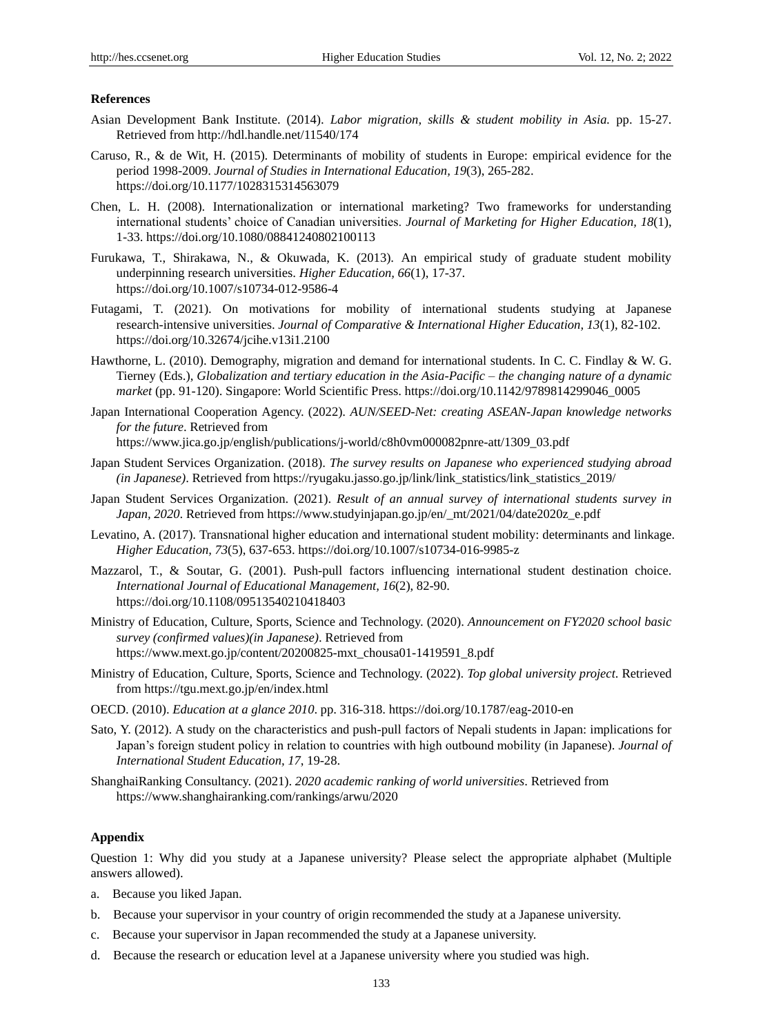## References

Asian Development Bank Institute. (2014). *Labor migration, skills & student mobility in Asia.* pp. 15-27. Retrieved from http://hdl.handle.net/11540/174

Caruso, R., & de Wit, H. (2015). Determinants of mobility of students in Europe: empirical evidence for the period 1998-2009. *Journal of Studies in International Education, 19*(3), 265-282. https://doi.org/10.1177/1028315314563079

Chen, L. H. (2008). Internationalization or international marketing? Two frameworks for understanding international students' choice of Canadian universities. *Journal of Marketing for Higher Education, 18*(1), 1-33. https://doi.org/10.1080/08841240802100113

Furukawa, T., Shirakawa, N., & Okuwada, K. (2013). An empirical study of graduate student mobility underpinning research universities. *Higher Education, 66*(1), 17-37. https://doi.org/10.1007/s10734-012-9586-4

Futagami, T. (2021). On motivations for mobility of international students studying at Japanese research-intensive universities. *Journal of Comparative & International Higher Education, 13*(1), 82-102. https://doi.org/10.32674/jcihe.v13i1.2100

Hawthorne, L. (2010). Demography, migration and demand for international students. In C. C. Findlay & W. G. Tierney (Eds.), *Globalization and tertiary education in the Asia-Pacific – the changing nature of a dynamic market* (pp. 91-120). Singapore: World Scientific Press. https://doi.org/10.1142/9789814299046_0005

Japan International Cooperation Agency. (2022). *AUN/SEED-Net: creating ASEAN-Japan knowledge networks for the future*. Retrieved from https://www.jica.go.jp/english/publications/j-world/c8h0vm000082pnre-att/1309_03.pdf

Japan Student Services Organization. (2018). *The survey results on Japanese who experienced studying abroad (in Japanese)*. Retrieved from https://ryugaku.jasso.go.jp/link/link_statistics/link_statistics_2019/

Japan Student Services Organization. (2021). *Result of an annual survey of international students survey in Japan, 2020*. Retrieved from https://www.studyinjapan.go.jp/en/_mt/2021/04/date2020z_e.pdf

Levatino, A. (2017). Transnational higher education and international student mobility: determinants and linkage. *Higher Education, 73*(5), 637-653. https://doi.org/10.1007/s10734-016-9985-z

Mazzarol, T., & Soutar, G. (2001). Push-pull factors influencing international student destination choice. *International Journal of Educational Management, 16*(2), 82-90. https://doi.org/10.1108/09513540210418403

Ministry of Education, Culture, Sports, Science and Technology. (2020). *Announcement on FY2020 school basic survey (confirmed values)(in Japanese)*. Retrieved from https://www.mext.go.jp/content/20200825-mxt_chousa01-1419591_8.pdf

Ministry of Education, Culture, Sports, Science and Technology. (2022). *Top global university project*. Retrieved from https://tgu.mext.go.jp/en/index.html

OECD. (2010). *Education at a glance 2010*. pp. 316-318. https://doi.org/10.1787/eag-2010-en

Sato, Y. (2012). A study on the characteristics and push-pull factors of Nepali students in Japan: implications for Japan's foreign student policy in relation to countries with high outbound mobility (in Japanese). *Journal of International Student Education, 17*, 19-28.

ShanghaiRanking Consultancy. (2021). *2020 academic ranking of world universities*. Retrieved from https://www.shanghairanking.com/rankings/arwu/2020

## Appendix

Question 1: Why did you study at a Japanese university? Please select the appropriate alphabet (Multiple answers allowed).

a. Because you liked Japan.

b. Because your supervisor in your country of origin recommended the study at a Japanese university.

c. Because your supervisor in Japan recommended the study at a Japanese university.

d. Because the research or education level at a Japanese university where you studied was high.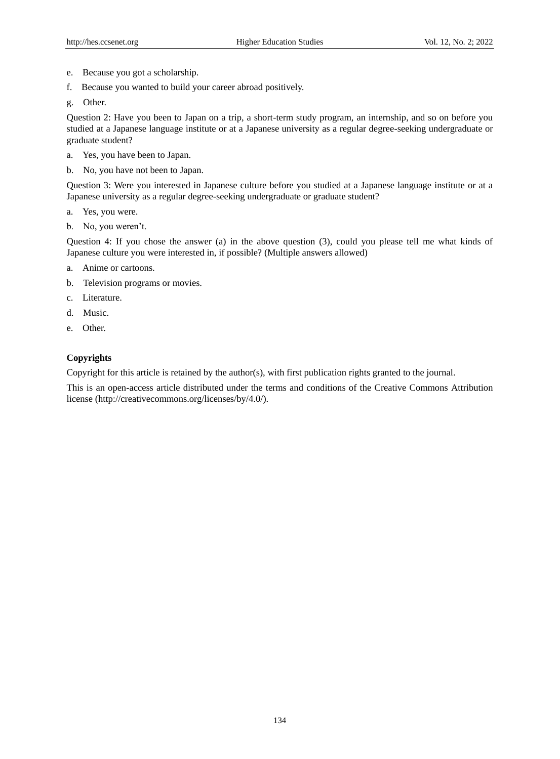e. Because you got a scholarship.

f. Because you wanted to build your career abroad positively.

g. Other.

Question 2: Have you been to Japan on a trip, a short-term study program, an internship, and so on before you studied at a Japanese language institute or at a Japanese university as a regular degree-seeking undergraduate or graduate student?

a. Yes, you have been to Japan.

b. No, you have not been to Japan.

Question 3: Were you interested in Japanese culture before you studied at a Japanese language institute or at a Japanese university as a regular degree-seeking undergraduate or graduate student?

a. Yes, you were.

b. No, you weren't.

Question 4: If you chose the answer (a) in the above question (3), could you please tell me what kinds of Japanese culture you were interested in, if possible? (Multiple answers allowed)

a. Anime or cartoons.

b. Television programs or movies.

c. Literature.

d. Music.

e. Other.

**Copyrights**

Copyright for this article is retained by the author(s), with first publication rights granted to the journal.

This is an open-access article distributed under the terms and conditions of the Creative Commons Attribution license (http://creativecommons.org/licenses/by/4.0/).